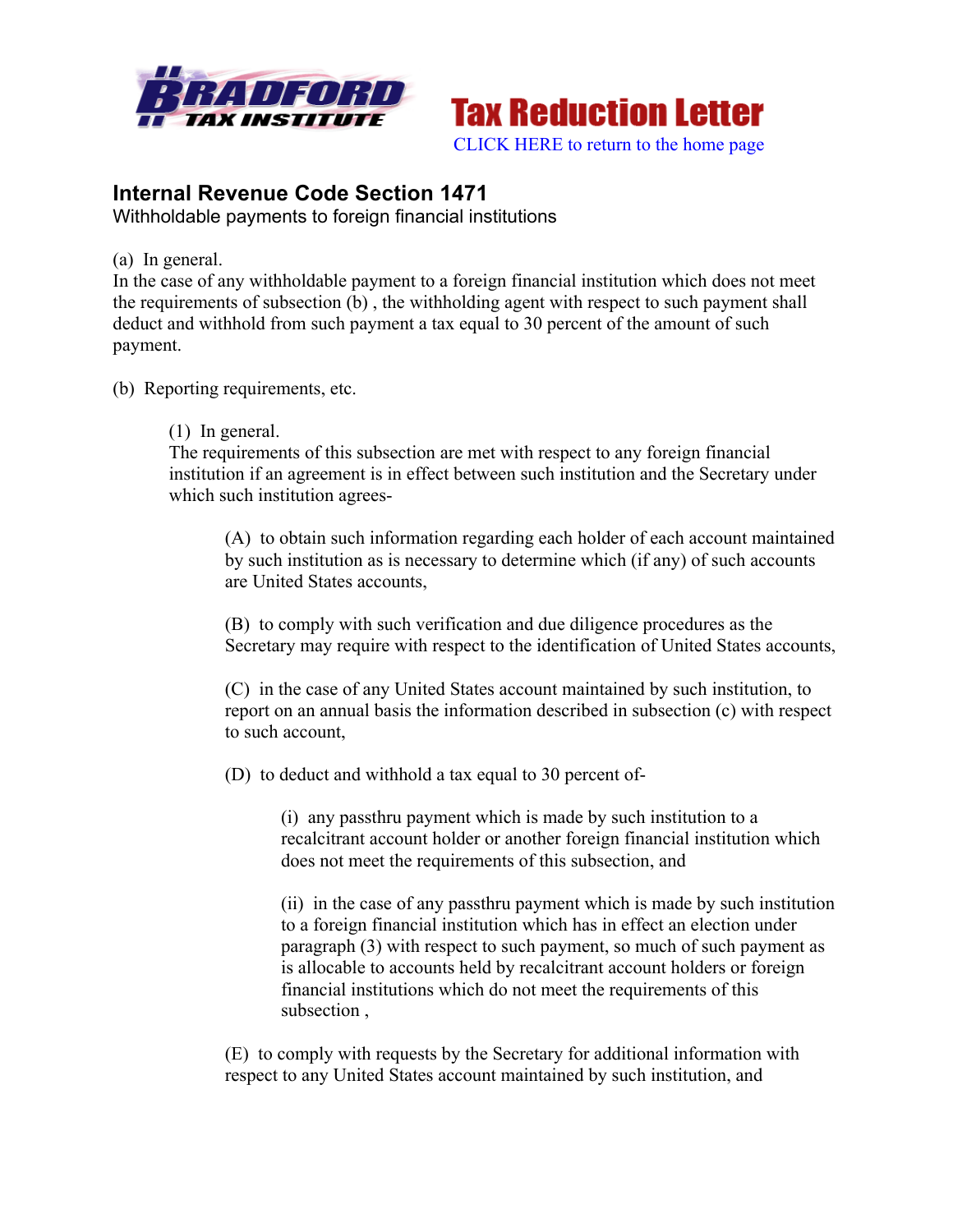Bradford Tax Institute

# Tax Reduction Letter

CLICK HERE to return to the home page

## Internal Revenue Code Section 1471

Withholdable payments to foreign financial institutions

(a) In general.

In the case of any withholdable payment to a foreign financial institution which does not meet the requirements of subsection (b) , the withholding agent with respect to such payment shall deduct and withhold from such payment a tax equal to 30 percent of the amount of such payment.

(b) Reporting requirements, etc.

(1) In general.

The requirements of this subsection are met with respect to any foreign financial institution if an agreement is in effect between such institution and the Secretary under which such institution agrees-

(A) to obtain such information regarding each holder of each account maintained by such institution as is necessary to determine which (if any) of such accounts are United States accounts,

(B) to comply with such verification and due diligence procedures as the Secretary may require with respect to the identification of United States accounts,

(C) in the case of any United States account maintained by such institution, to report on an annual basis the information described in subsection (c) with respect to such account,

(D) to deduct and withhold a tax equal to 30 percent of-

(i) any passthru payment which is made by such institution to a recalcitrant account holder or another foreign financial institution which does not meet the requirements of this subsection, and

(ii) in the case of any passthru payment which is made by such institution to a foreign financial institution which has in effect an election under paragraph (3) with respect to such payment, so much of such payment as is allocable to accounts held by recalcitrant account holders or foreign financial institutions which do not meet the requirements of this subsection ,

(E) to comply with requests by the Secretary for additional information with respect to any United States account maintained by such institution, and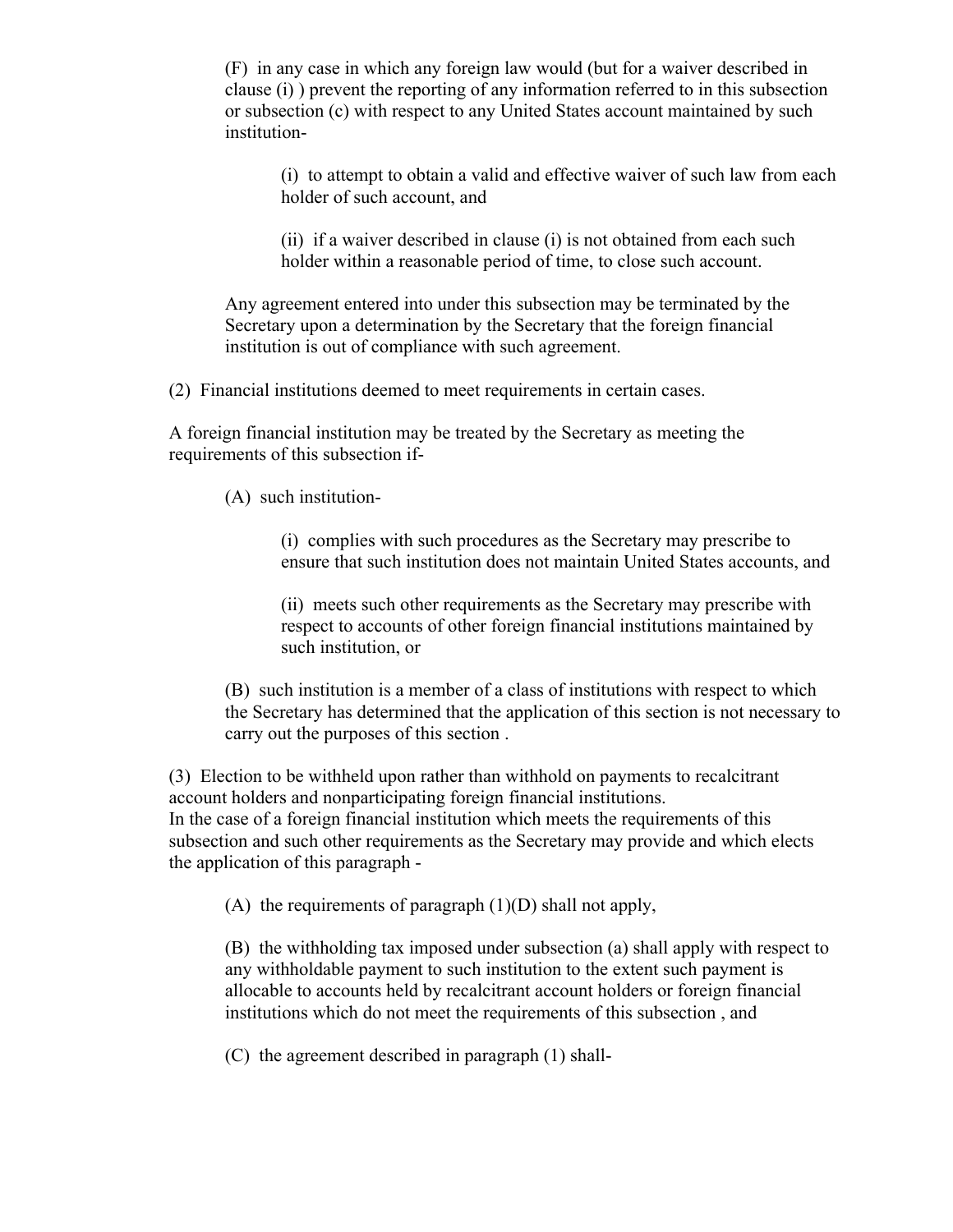(F) in any case in which any foreign law would (but for a waiver described in clause (i) ) prevent the reporting of any information referred to in this subsection or subsection (c) with respect to any United States account maintained by such institution-

(i) to attempt to obtain a valid and effective waiver of such law from each holder of such account, and

(ii) if a waiver described in clause (i) is not obtained from each such holder within a reasonable period of time, to close such account.

Any agreement entered into under this subsection may be terminated by the Secretary upon a determination by the Secretary that the foreign financial institution is out of compliance with such agreement.

(2) Financial institutions deemed to meet requirements in certain cases.

A foreign financial institution may be treated by the Secretary as meeting the requirements of this subsection if-

(A) such institution-

(i) complies with such procedures as the Secretary may prescribe to ensure that such institution does not maintain United States accounts, and

(ii) meets such other requirements as the Secretary may prescribe with respect to accounts of other foreign financial institutions maintained by such institution, or

(B) such institution is a member of a class of institutions with respect to which the Secretary has determined that the application of this section is not necessary to carry out the purposes of this section .

(3) Election to be withheld upon rather than withhold on payments to recalcitrant account holders and nonparticipating foreign financial institutions.
In the case of a foreign financial institution which meets the requirements of this subsection and such other requirements as the Secretary may provide and which elects the application of this paragraph -

(A) the requirements of paragraph (1)(D) shall not apply,

(B) the withholding tax imposed under subsection (a) shall apply with respect to any withholdable payment to such institution to the extent such payment is allocable to accounts held by recalcitrant account holders or foreign financial institutions which do not meet the requirements of this subsection , and

(C) the agreement described in paragraph (1) shall-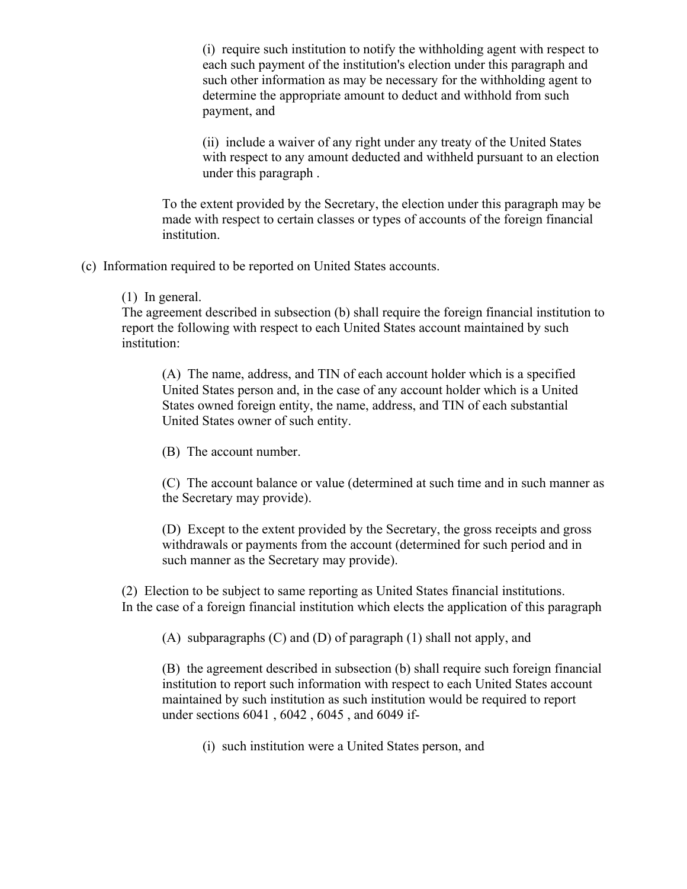(i) require such institution to notify the withholding agent with respect to each such payment of the institution's election under this paragraph and such other information as may be necessary for the withholding agent to determine the appropriate amount to deduct and withhold from such payment, and

(ii) include a waiver of any right under any treaty of the United States with respect to any amount deducted and withheld pursuant to an election under this paragraph .

To the extent provided by the Secretary, the election under this paragraph may be made with respect to certain classes or types of accounts of the foreign financial institution.

(c) Information required to be reported on United States accounts.

(1) In general.
The agreement described in subsection (b) shall require the foreign financial institution to report the following with respect to each United States account maintained by such institution:

(A) The name, address, and TIN of each account holder which is a specified United States person and, in the case of any account holder which is a United States owned foreign entity, the name, address, and TIN of each substantial United States owner of such entity.

(B) The account number.

(C) The account balance or value (determined at such time and in such manner as the Secretary may provide).

(D) Except to the extent provided by the Secretary, the gross receipts and gross withdrawals or payments from the account (determined for such period and in such manner as the Secretary may provide).

(2) Election to be subject to same reporting as United States financial institutions.
In the case of a foreign financial institution which elects the application of this paragraph

(A) subparagraphs (C) and (D) of paragraph (1) shall not apply, and

(B) the agreement described in subsection (b) shall require such foreign financial institution to report such information with respect to each United States account maintained by such institution as such institution would be required to report under sections 6041 , 6042 , 6045 , and 6049 if-

(i) such institution were a United States person, and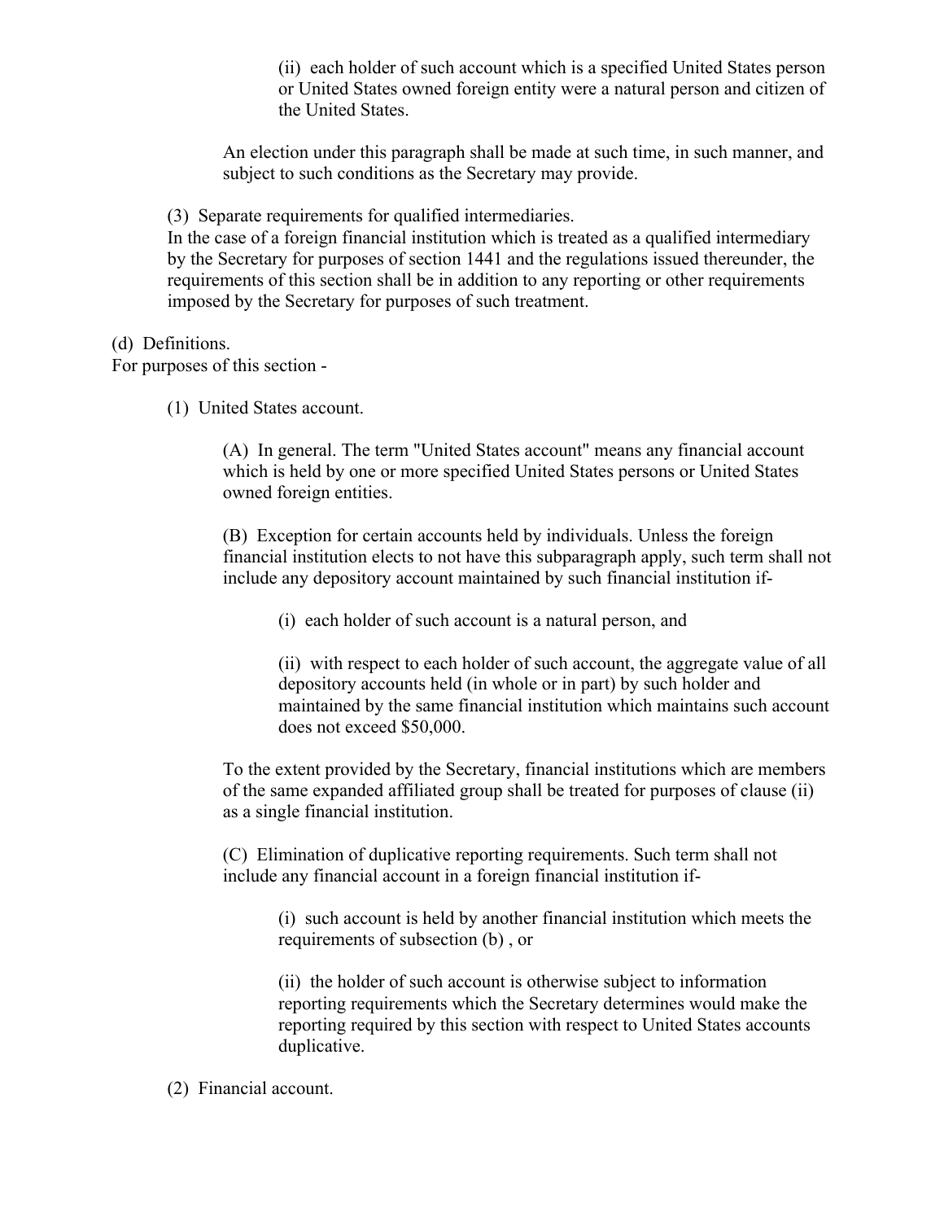(ii) each holder of such account which is a specified United States person or United States owned foreign entity were a natural person and citizen of the United States.

An election under this paragraph shall be made at such time, in such manner, and subject to such conditions as the Secretary may provide.

(3) Separate requirements for qualified intermediaries.
In the case of a foreign financial institution which is treated as a qualified intermediary by the Secretary for purposes of section 1441 and the regulations issued thereunder, the requirements of this section shall be in addition to any reporting or other requirements imposed by the Secretary for purposes of such treatment.

(d) Definitions.
For purposes of this section -

(1) United States account.

(A) In general. The term "United States account" means any financial account which is held by one or more specified United States persons or United States owned foreign entities.

(B) Exception for certain accounts held by individuals. Unless the foreign financial institution elects to not have this subparagraph apply, such term shall not include any depository account maintained by such financial institution if-

(i) each holder of such account is a natural person, and

(ii) with respect to each holder of such account, the aggregate value of all depository accounts held (in whole or in part) by such holder and maintained by the same financial institution which maintains such account does not exceed $50,000.

To the extent provided by the Secretary, financial institutions which are members of the same expanded affiliated group shall be treated for purposes of clause (ii) as a single financial institution.

(C) Elimination of duplicative reporting requirements. Such term shall not include any financial account in a foreign financial institution if-

(i) such account is held by another financial institution which meets the requirements of subsection (b) , or

(ii) the holder of such account is otherwise subject to information reporting requirements which the Secretary determines would make the reporting required by this section with respect to United States accounts duplicative.

(2) Financial account.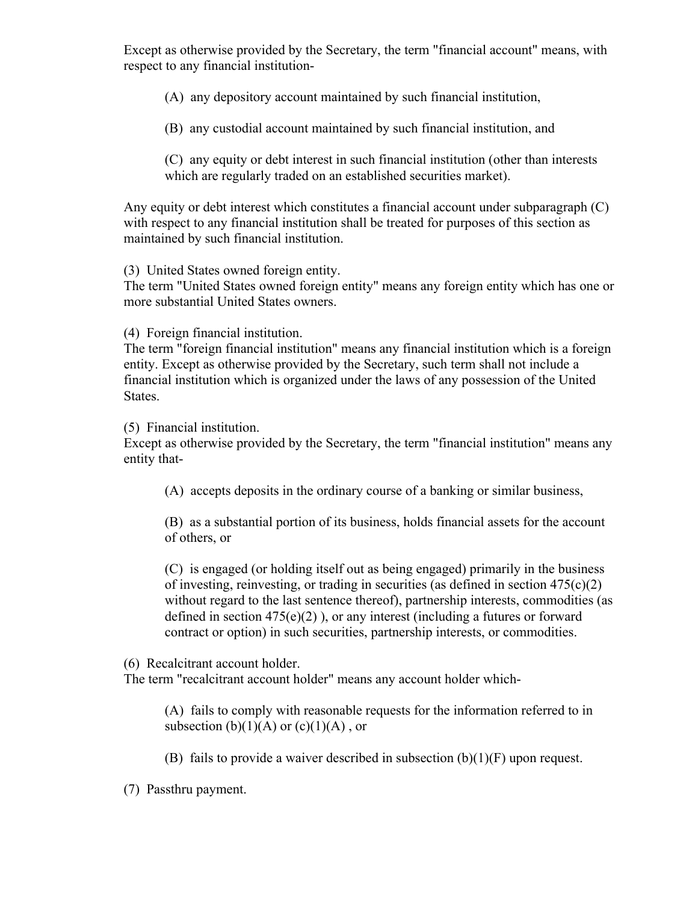Except as otherwise provided by the Secretary, the term "financial account" means, with respect to any financial institution-

(A) any depository account maintained by such financial institution,

(B) any custodial account maintained by such financial institution, and

(C) any equity or debt interest in such financial institution (other than interests which are regularly traded on an established securities market).

Any equity or debt interest which constitutes a financial account under subparagraph (C) with respect to any financial institution shall be treated for purposes of this section as maintained by such financial institution.

(3) United States owned foreign entity.
The term "United States owned foreign entity" means any foreign entity which has one or more substantial United States owners.

(4) Foreign financial institution.
The term "foreign financial institution" means any financial institution which is a foreign entity. Except as otherwise provided by the Secretary, such term shall not include a financial institution which is organized under the laws of any possession of the United States.

(5) Financial institution.
Except as otherwise provided by the Secretary, the term "financial institution" means any entity that-

(A) accepts deposits in the ordinary course of a banking or similar business,

(B) as a substantial portion of its business, holds financial assets for the account of others, or

(C) is engaged (or holding itself out as being engaged) primarily in the business of investing, reinvesting, or trading in securities (as defined in section 475(c)(2) without regard to the last sentence thereof), partnership interests, commodities (as defined in section 475(e)(2) ), or any interest (including a futures or forward contract or option) in such securities, partnership interests, or commodities.

(6) Recalcitrant account holder.
The term "recalcitrant account holder" means any account holder which-

(A) fails to comply with reasonable requests for the information referred to in subsection (b)(1)(A) or (c)(1)(A) , or

(B) fails to provide a waiver described in subsection (b)(1)(F) upon request.

(7) Passthru payment.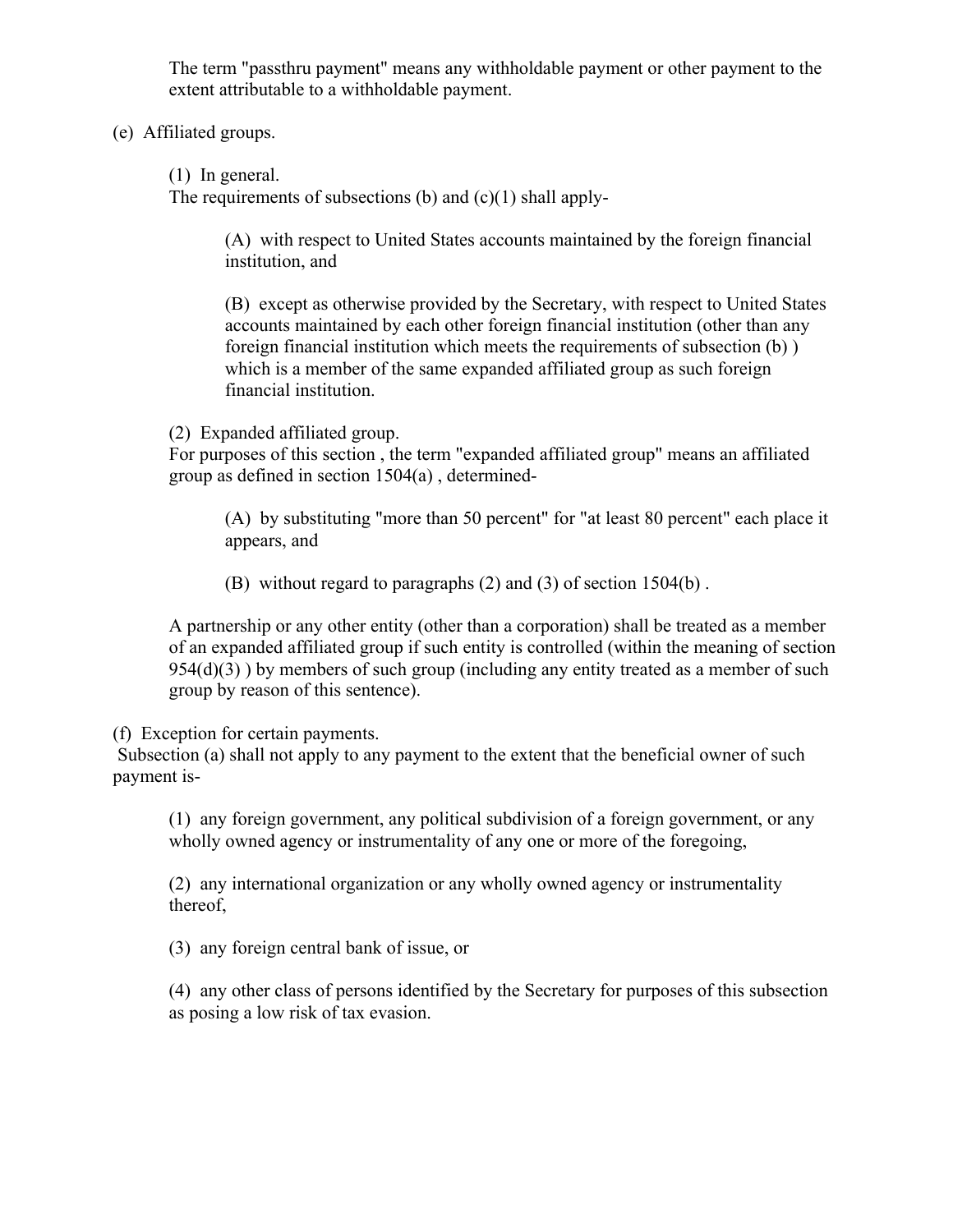The term "passthru payment" means any withholdable payment or other payment to the extent attributable to a withholdable payment.

(e) Affiliated groups.

(1) In general.
The requirements of subsections (b) and (c)(1) shall apply-

(A) with respect to United States accounts maintained by the foreign financial institution, and

(B) except as otherwise provided by the Secretary, with respect to United States accounts maintained by each other foreign financial institution (other than any foreign financial institution which meets the requirements of subsection (b) ) which is a member of the same expanded affiliated group as such foreign financial institution.

(2) Expanded affiliated group.
For purposes of this section , the term "expanded affiliated group" means an affiliated group as defined in section 1504(a) , determined-

(A) by substituting "more than 50 percent" for "at least 80 percent" each place it appears, and

(B) without regard to paragraphs (2) and (3) of section 1504(b) .

A partnership or any other entity (other than a corporation) shall be treated as a member of an expanded affiliated group if such entity is controlled (within the meaning of section 954(d)(3) ) by members of such group (including any entity treated as a member of such group by reason of this sentence).

(f) Exception for certain payments.
Subsection (a) shall not apply to any payment to the extent that the beneficial owner of such payment is-

(1) any foreign government, any political subdivision of a foreign government, or any wholly owned agency or instrumentality of any one or more of the foregoing,

(2) any international organization or any wholly owned agency or instrumentality thereof,

(3) any foreign central bank of issue, or

(4) any other class of persons identified by the Secretary for purposes of this subsection as posing a low risk of tax evasion.